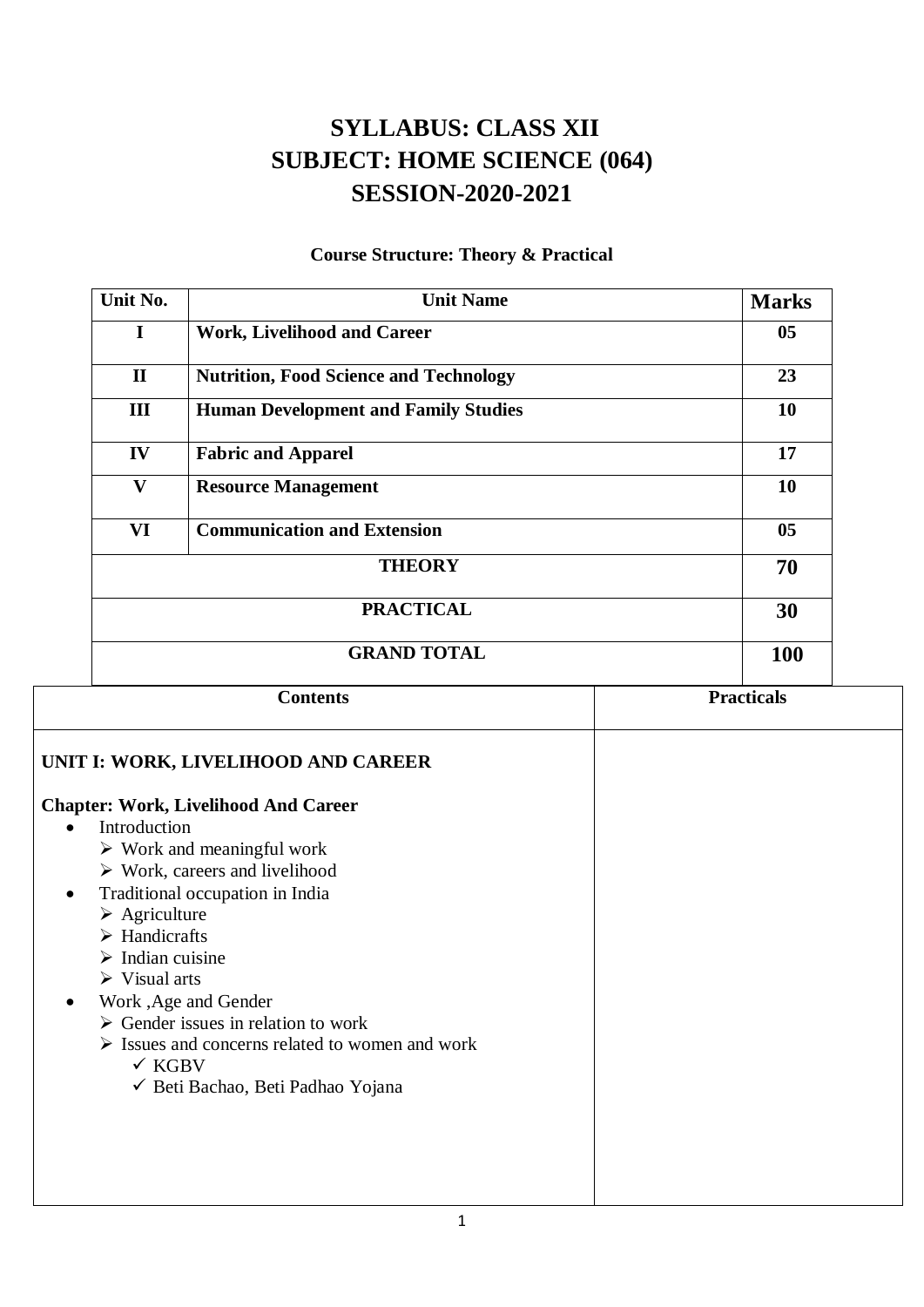# SYLLABUS: CLASS XII
# SUBJECT: HOME SCIENCE (064)
# SESSION-2020-2021

**Course Structure: Theory & Practical**

| Unit No. | Unit Name | Marks |
|---|---|---|
| I | **Work, Livelihood and Career** | 05 |
| II | **Nutrition, Food Science and Technology** | 23 |
| III | **Human Development and Family Studies** | 10 |
| IV | **Fabric and Apparel** | 17 |
| V | **Resource Management** | 10 |
| VI | **Communication and Extension** | 05 |
| **THEORY** | | **70** |
| **PRACTICAL** | | **30** |
| **GRAND TOTAL** | | **100** |

| Contents | Practicals |
|---|---|
| **UNIT I: WORK, LIVELIHOOD AND CAREER**<br><br>**Chapter: Work, Livelihood And Career**<br>• Introduction<br>➢ Work and meaningful work<br>➢ Work, careers and livelihood<br>• Traditional occupation in India<br>➢ Agriculture<br>➢ Handicrafts<br>➢ Indian cuisine<br>➢ Visual arts<br>• Work ,Age and Gender<br>➢ Gender issues in relation to work<br>➢ Issues and concerns related to women and work<br>✓ KGBV<br>✓ Beti Bachao, Beti Padhao Yojana | |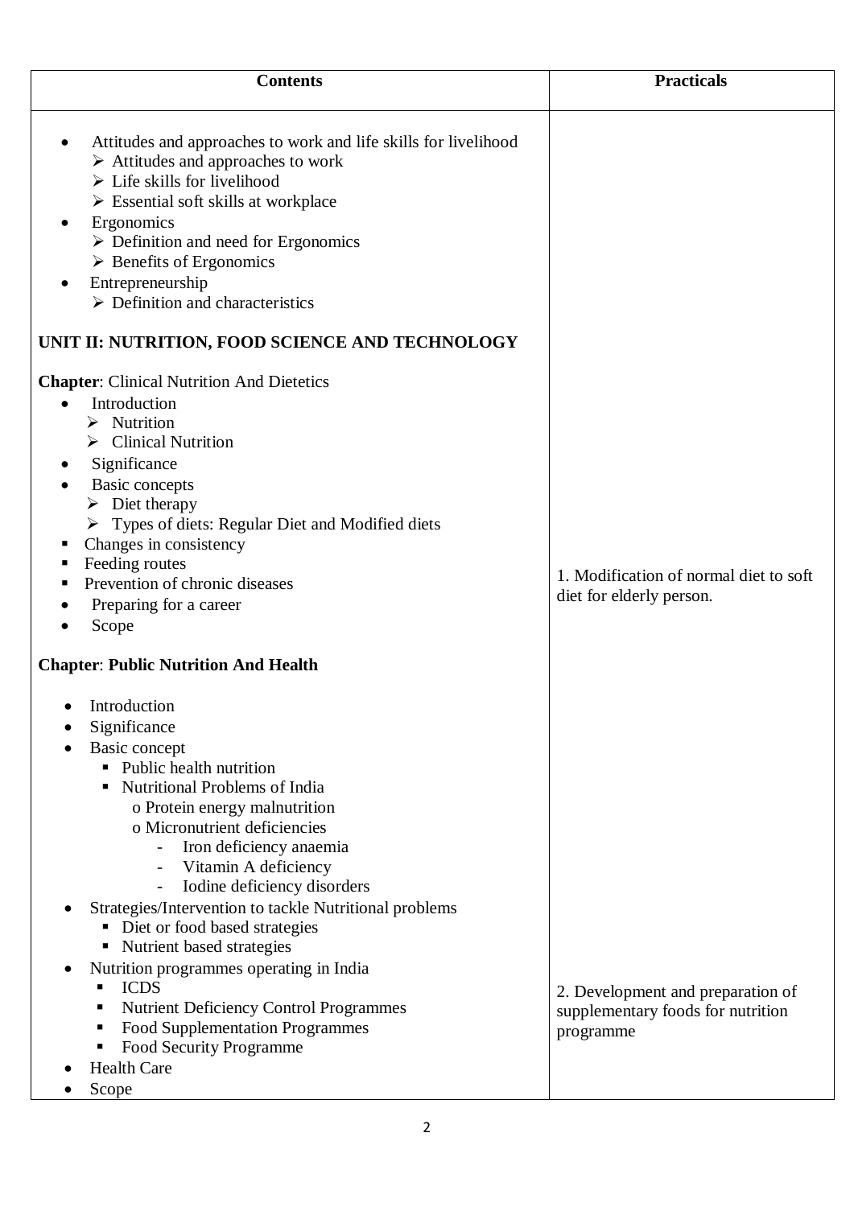| Contents | Practicals |
|---|---|
| • Attitudes and approaches to work and life skills for livelihood<br>  ➢ Attitudes and approaches to work<br>  ➢ Life skills for livelihood<br>  ➢ Essential soft skills at workplace<br>• Ergonomics<br>  ➢ Definition and need for Ergonomics<br>  ➢ Benefits of Ergonomics<br>• Entrepreneurship<br>  ➢ Definition and characteristics<br><br>**UNIT II: NUTRITION, FOOD SCIENCE AND TECHNOLOGY**<br><br>**Chapter**: Clinical Nutrition And Dietetics<br>• Introduction<br>  ➢ Nutrition<br>  ➢ Clinical Nutrition<br>• Significance<br>• Basic concepts<br>  ➢ Diet therapy<br>  ➢ Types of diets: Regular Diet and Modified diets<br>▪ Changes in consistency<br>▪ Feeding routes<br>▪ Prevention of chronic diseases<br>• Preparing for a career<br>• Scope | 1. Modification of normal diet to soft diet for elderly person. |
| **Chapter**: **Public Nutrition And Health**<br><br>• Introduction<br>• Significance<br>• Basic concept<br>  ▪ Public health nutrition<br>  ▪ Nutritional Problems of India<br>    o Protein energy malnutrition<br>    o Micronutrient deficiencies<br>      - Iron deficiency anaemia<br>      - Vitamin A deficiency<br>      - Iodine deficiency disorders<br>• Strategies/Intervention to tackle Nutritional problems<br>  ▪ Diet or food based strategies<br>  ▪ Nutrient based strategies<br>• Nutrition programmes operating in India<br>  ▪ ICDS<br>  ▪ Nutrient Deficiency Control Programmes<br>  ▪ Food Supplementation Programmes<br>  ▪ Food Security Programme<br>• Health Care<br>• Scope | 2. Development and preparation of supplementary foods for nutrition programme |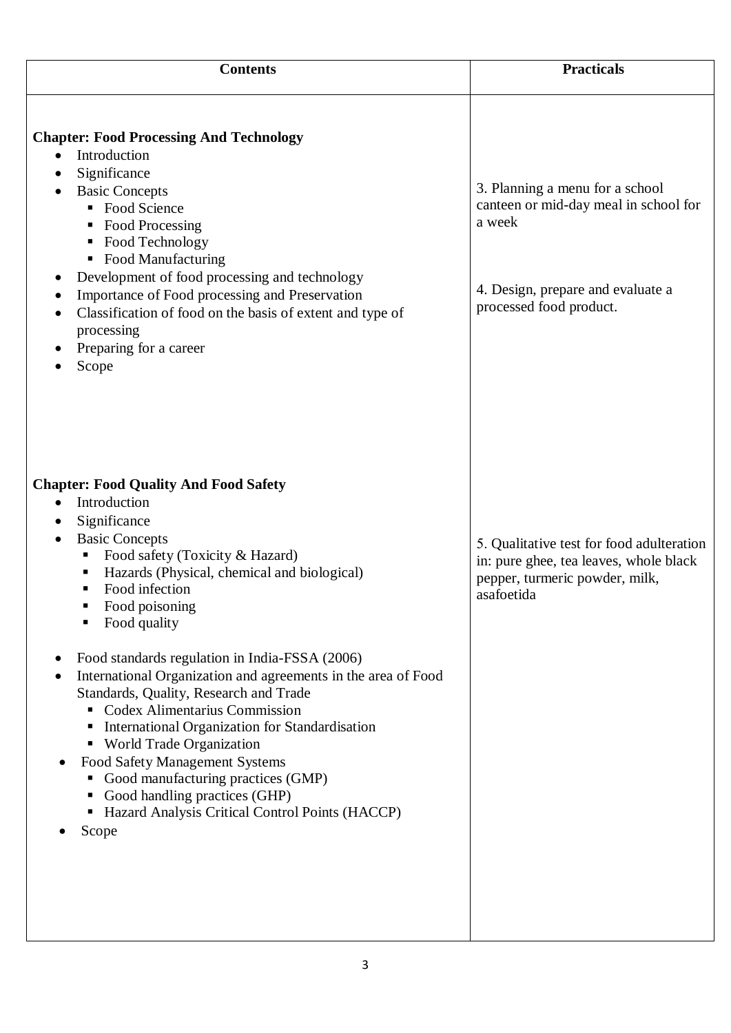| Contents | Practicals |
|---|---|
| **Chapter: Food Processing And Technology**<br>• Introduction<br>• Significance<br>• Basic Concepts<br>&nbsp;&nbsp;▪ Food Science<br>&nbsp;&nbsp;▪ Food Processing<br>&nbsp;&nbsp;▪ Food Technology<br>&nbsp;&nbsp;▪ Food Manufacturing<br>• Development of food processing and technology<br>• Importance of Food processing and Preservation<br>• Classification of food on the basis of extent and type of processing<br>• Preparing for a career<br>• Scope | 3. Planning a menu for a school canteen or mid-day meal in school for a week<br><br>4. Design, prepare and evaluate a processed food product. |
| **Chapter: Food Quality And Food Safety**<br>• Introduction<br>• Significance<br>• Basic Concepts<br>&nbsp;&nbsp;▪ Food safety (Toxicity & Hazard)<br>&nbsp;&nbsp;▪ Hazards (Physical, chemical and biological)<br>&nbsp;&nbsp;▪ Food infection<br>&nbsp;&nbsp;▪ Food poisoning<br>&nbsp;&nbsp;▪ Food quality<br>• Food standards regulation in India-FSSA (2006)<br>• International Organization and agreements in the area of Food Standards, Quality, Research and Trade<br>&nbsp;&nbsp;▪ Codex Alimentarius Commission<br>&nbsp;&nbsp;▪ International Organization for Standardisation<br>&nbsp;&nbsp;▪ World Trade Organization<br>• Food Safety Management Systems<br>&nbsp;&nbsp;▪ Good manufacturing practices (GMP)<br>&nbsp;&nbsp;▪ Good handling practices (GHP)<br>&nbsp;&nbsp;▪ Hazard Analysis Critical Control Points (HACCP)<br>• Scope | 5. Qualitative test for food adulteration in: pure ghee, tea leaves, whole black pepper, turmeric powder, milk, asafoetida |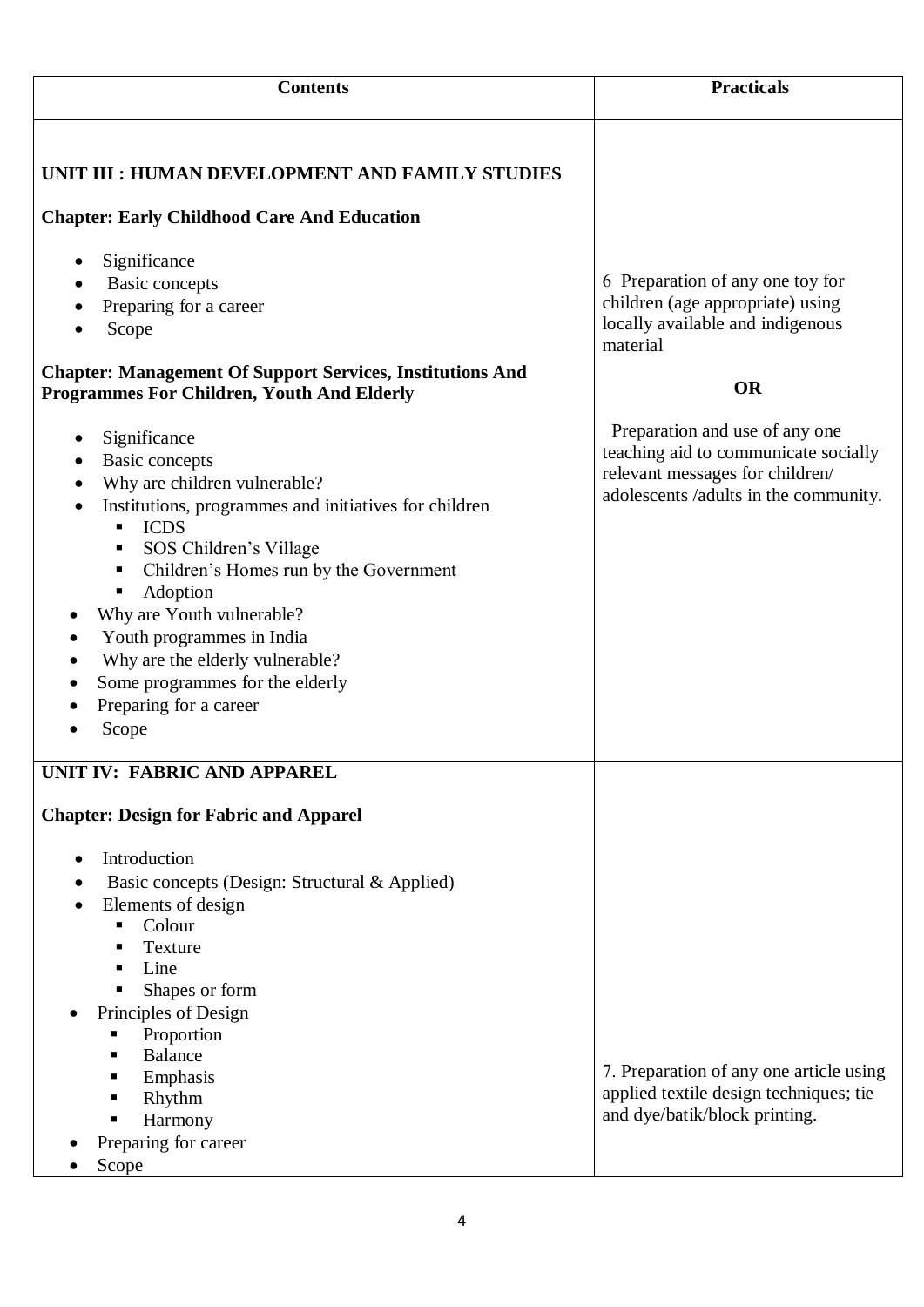| Contents | Practicals |
|---|---|
| **UNIT III : HUMAN DEVELOPMENT AND FAMILY STUDIES**<br><br>**Chapter: Early Childhood Care And Education**<br><br>• Significance<br>• Basic concepts<br>• Preparing for a career<br>• Scope<br><br>**Chapter: Management Of Support Services, Institutions And Programmes For Children, Youth And Elderly**<br><br>• Significance<br>• Basic concepts<br>• Why are children vulnerable?<br>• Institutions, programmes and initiatives for children<br>&nbsp;&nbsp;&nbsp;&nbsp;▪ ICDS<br>&nbsp;&nbsp;&nbsp;&nbsp;▪ SOS Children's Village<br>&nbsp;&nbsp;&nbsp;&nbsp;▪ Children's Homes run by the Government<br>&nbsp;&nbsp;&nbsp;&nbsp;▪ Adoption<br>• Why are Youth vulnerable?<br>• Youth programmes in India<br>• Why are the elderly vulnerable?<br>• Some programmes for the elderly<br>• Preparing for a career<br>• Scope | 6 Preparation of any one toy for children (age appropriate) using locally available and indigenous material<br><br>**OR**<br><br>Preparation and use of any one teaching aid to communicate socially relevant messages for children/ adolescents /adults in the community. |
| **UNIT IV: FABRIC AND APPAREL**<br><br>**Chapter: Design for Fabric and Apparel**<br><br>• Introduction<br>• Basic concepts (Design: Structural & Applied)<br>• Elements of design<br>&nbsp;&nbsp;&nbsp;&nbsp;▪ Colour<br>&nbsp;&nbsp;&nbsp;&nbsp;▪ Texture<br>&nbsp;&nbsp;&nbsp;&nbsp;▪ Line<br>&nbsp;&nbsp;&nbsp;&nbsp;▪ Shapes or form<br>• Principles of Design<br>&nbsp;&nbsp;&nbsp;&nbsp;▪ Proportion<br>&nbsp;&nbsp;&nbsp;&nbsp;▪ Balance<br>&nbsp;&nbsp;&nbsp;&nbsp;▪ Emphasis<br>&nbsp;&nbsp;&nbsp;&nbsp;▪ Rhythm<br>&nbsp;&nbsp;&nbsp;&nbsp;▪ Harmony<br>• Preparing for career<br>• Scope | 7. Preparation of any one article using applied textile design techniques; tie and dye/batik/block printing. |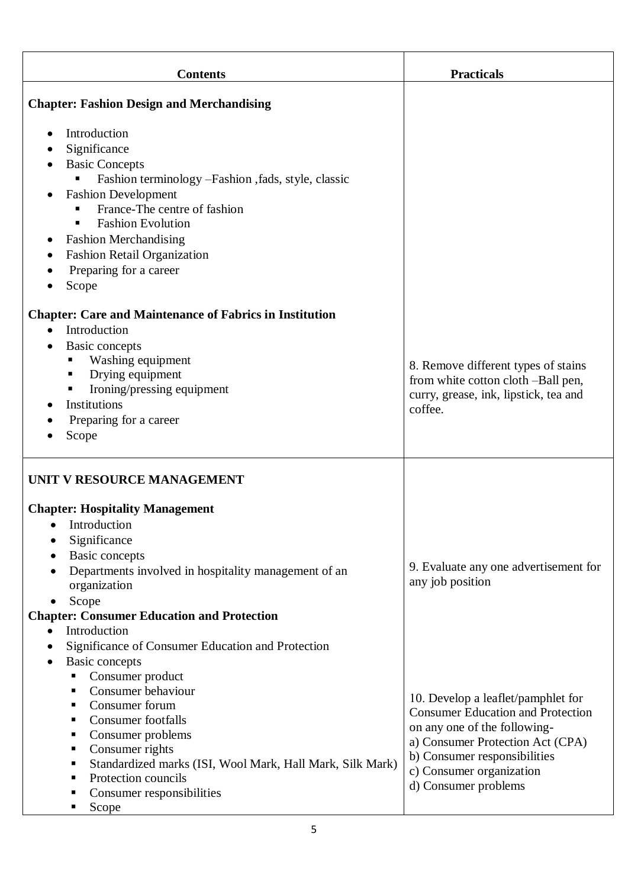| Contents | Practicals |
| --- | --- |
| **Chapter: Fashion Design and Merchandising**<br>• Introduction<br>• Significance<br>• Basic Concepts<br>&nbsp;&nbsp;▪ Fashion terminology –Fashion ,fads, style, classic<br>• Fashion Development<br>&nbsp;&nbsp;▪ France-The centre of fashion<br>&nbsp;&nbsp;▪ Fashion Evolution<br>• Fashion Merchandising<br>• Fashion Retail Organization<br>• Preparing for a career<br>• Scope<br><br>**Chapter: Care and Maintenance of Fabrics in Institution**<br>• Introduction<br>• Basic concepts<br>&nbsp;&nbsp;▪ Washing equipment<br>&nbsp;&nbsp;▪ Drying equipment<br>&nbsp;&nbsp;▪ Ironing/pressing equipment<br>• Institutions<br>• Preparing for a career<br>• Scope | 8. Remove different types of stains from white cotton cloth –Ball pen, curry, grease, ink, lipstick, tea and coffee. |
| **UNIT V RESOURCE MANAGEMENT**<br><br>**Chapter: Hospitality Management**<br>• Introduction<br>• Significance<br>• Basic concepts<br>• Departments involved in hospitality management of an organization<br>• Scope<br>**Chapter: Consumer Education and Protection**<br>• Introduction<br>• Significance of Consumer Education and Protection<br>• Basic concepts<br>&nbsp;&nbsp;▪ Consumer product<br>&nbsp;&nbsp;▪ Consumer behaviour<br>&nbsp;&nbsp;▪ Consumer forum<br>&nbsp;&nbsp;▪ Consumer footfalls<br>&nbsp;&nbsp;▪ Consumer problems<br>&nbsp;&nbsp;▪ Consumer rights<br>&nbsp;&nbsp;▪ Standardized marks (ISI, Wool Mark, Hall Mark, Silk Mark)<br>&nbsp;&nbsp;▪ Protection councils<br>&nbsp;&nbsp;▪ Consumer responsibilities<br>&nbsp;&nbsp;▪ Scope | 9. Evaluate any one advertisement for any job position<br><br>10. Develop a leaflet/pamphlet for Consumer Education and Protection on any one of the following-<br>a) Consumer Protection Act (CPA)<br>b) Consumer responsibilities<br>c) Consumer organization<br>d) Consumer problems |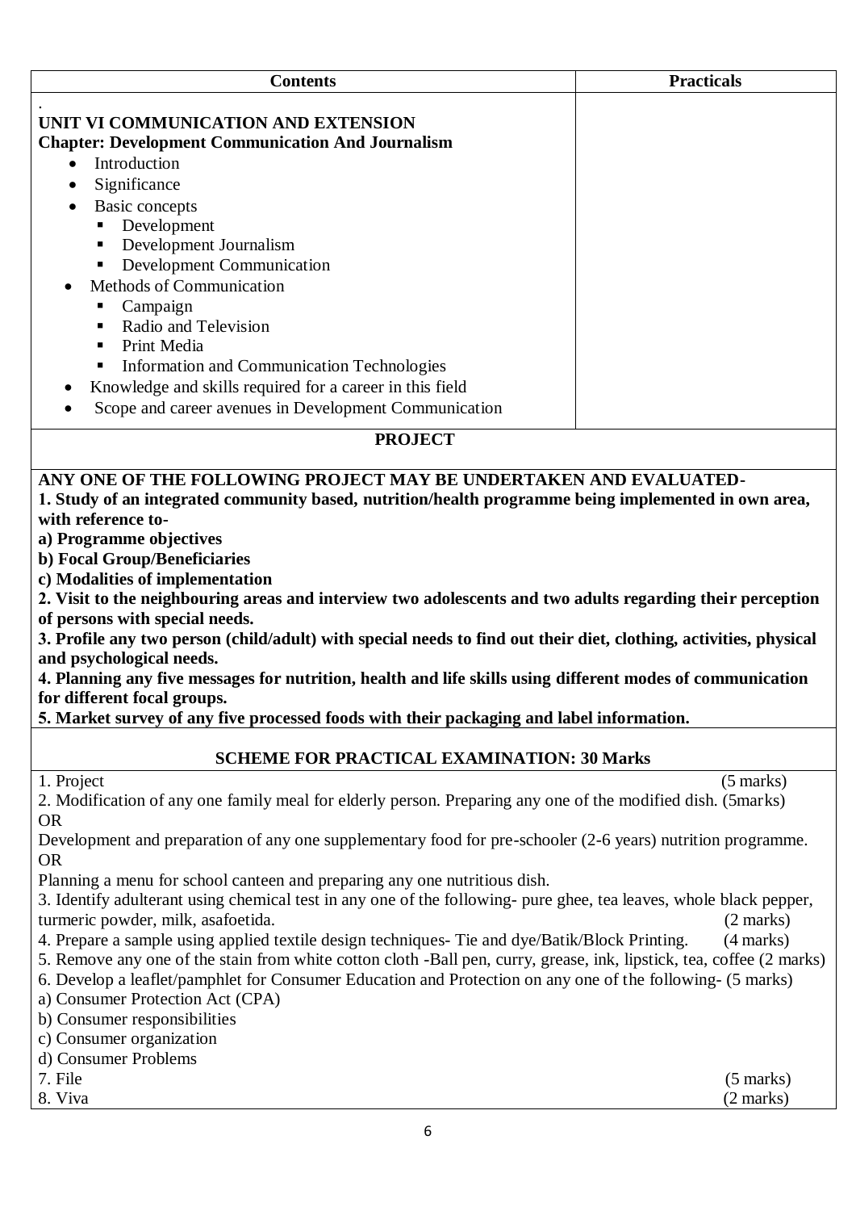| Contents | Practicals |
|---|---|
| . **UNIT VI COMMUNICATION AND EXTENSION** **Chapter: Development Communication And Journalism** • Introduction • Significance • Basic concepts ▪ Development ▪ Development Journalism ▪ Development Communication • Methods of Communication ▪ Campaign ▪ Radio and Television ▪ Print Media ▪ Information and Communication Technologies • Knowledge and skills required for a career in this field • Scope and career avenues in Development Communication | |

**PROJECT**

**ANY ONE OF THE FOLLOWING PROJECT MAY BE UNDERTAKEN AND EVALUATED-**

**1. Study of an integrated community based, nutrition/health programme being implemented in own area, with reference to-**

**a) Programme objectives**

**b) Focal Group/Beneficiaries**

**c) Modalities of implementation**

**2. Visit to the neighbouring areas and interview two adolescents and two adults regarding their perception of persons with special needs.**

**3. Profile any two person (child/adult) with special needs to find out their diet, clothing, activities, physical and psychological needs.**

**4. Planning any five messages for nutrition, health and life skills using different modes of communication for different focal groups.**

**5. Market survey of any five processed foods with their packaging and label information.**

**SCHEME FOR PRACTICAL EXAMINATION: 30 Marks**

1. Project (5 marks)
2. Modification of any one family meal for elderly person. Preparing any one of the modified dish. (5marks)
   OR
   Development and preparation of any one supplementary food for pre-schooler (2-6 years) nutrition programme.
   OR
   Planning a menu for school canteen and preparing any one nutritious dish.
3. Identify adulterant using chemical test in any one of the following- pure ghee, tea leaves, whole black pepper, turmeric powder, milk, asafoetida. (2 marks)
4. Prepare a sample using applied textile design techniques- Tie and dye/Batik/Block Printing. (4 marks)
5. Remove any one of the stain from white cotton cloth -Ball pen, curry, grease, ink, lipstick, tea, coffee (2 marks)
6. Develop a leaflet/pamphlet for Consumer Education and Protection on any one of the following- (5 marks)
   a) Consumer Protection Act (CPA)
   b) Consumer responsibilities
   c) Consumer organization
   d) Consumer Problems
7. File (5 marks)
8. Viva (2 marks)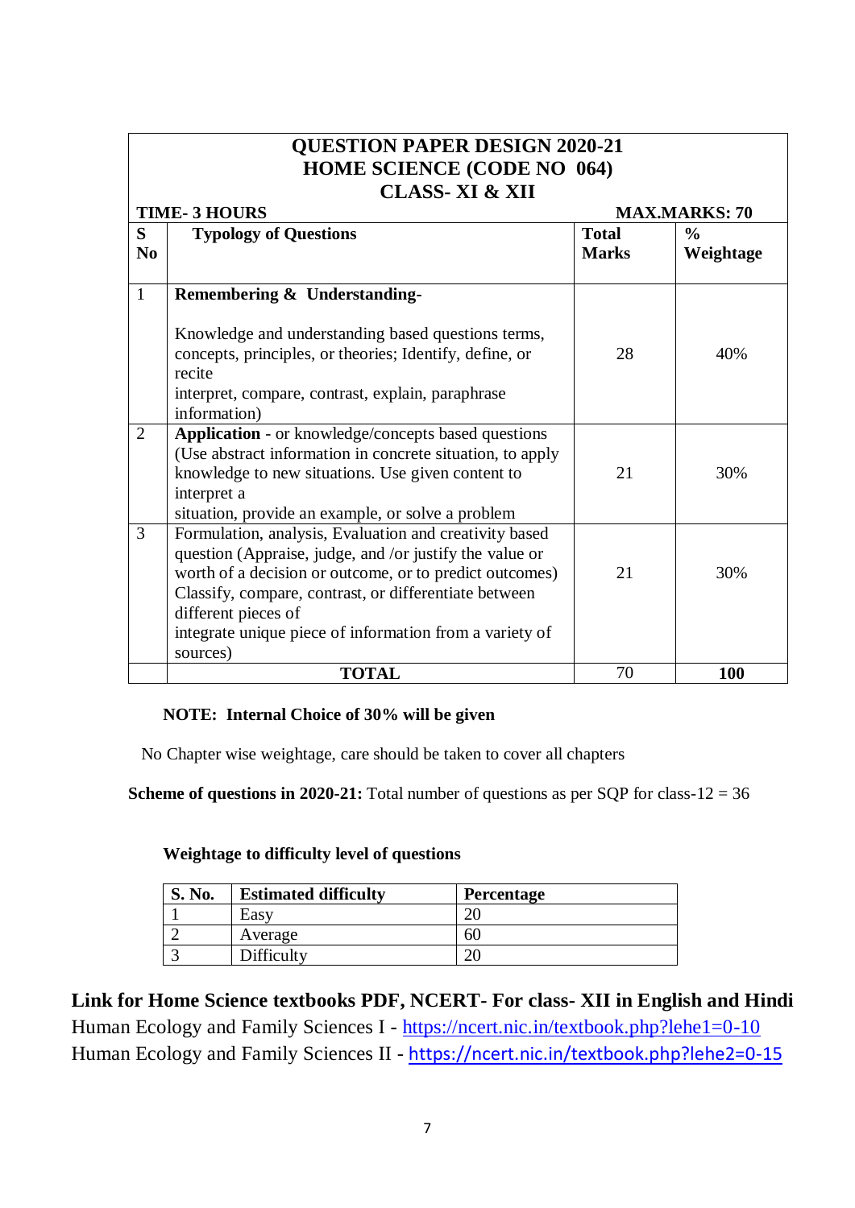## QUESTION PAPER DESIGN 2020-21
## HOME SCIENCE (CODE NO 064)
## CLASS- XI & XII

**TIME- 3 HOURS** **MAX.MARKS: 70**

| S No | Typology of Questions | Total Marks | % Weightage |
|---|---|---|---|
| 1 | **Remembering & Understanding-** Knowledge and understanding based questions terms, concepts, principles, or theories; Identify, define, or recite interpret, compare, contrast, explain, paraphrase information) | 28 | 40% |
| 2 | **Application** - or knowledge/concepts based questions (Use abstract information in concrete situation, to apply knowledge to new situations. Use given content to interpret a situation, provide an example, or solve a problem | 21 | 30% |
| 3 | Formulation, analysis, Evaluation and creativity based question (Appraise, judge, and /or justify the value or worth of a decision or outcome, or to predict outcomes) Classify, compare, contrast, or differentiate between different pieces of integrate unique piece of information from a variety of sources) | 21 | 30% |
| | **TOTAL** | 70 | **100** |

**NOTE: Internal Choice of 30% will be given**

No Chapter wise weightage, care should be taken to cover all chapters

**Scheme of questions in 2020-21:** Total number of questions as per SQP for class-12 = 36

**Weightage to difficulty level of questions**

| S. No. | Estimated difficulty | Percentage |
|---|---|---|
| 1 | Easy | 20 |
| 2 | Average | 60 |
| 3 | Difficulty | 20 |

**Link for Home Science textbooks PDF, NCERT- For class- XII in English and Hindi**

Human Ecology and Family Sciences I - https://ncert.nic.in/textbook.php?lehe1=0-10

Human Ecology and Family Sciences II - https://ncert.nic.in/textbook.php?lehe2=0-15